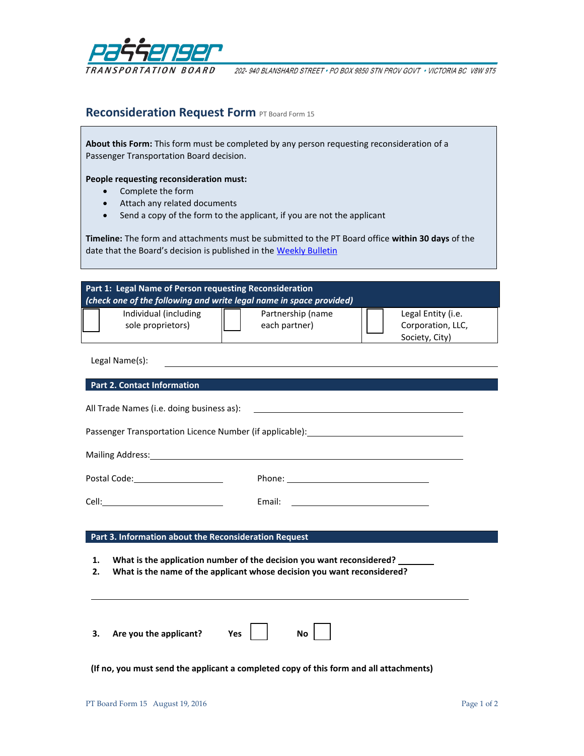PASSENGER TRANSPORTATION BOARD

202- 940 BLANSHARD STREET • PO BOX 9850 STN PROV GOVT • VICTORIA BC V8W 9T5

## Reconsideration Request Form PT Board Form 15

**About this Form:** This form must be completed by any person requesting reconsideration of a Passenger Transportation Board decision.

**People requesting reconsideration must:**

- Complete the form
- Attach any related documents
- Send a copy of the form to the applicant, if you are not the applicant

**Timeline:** The form and attachments must be submitted to the PT Board office **within 30 days** of the date that the Board's decision is published in the Weekly Bulletin

### Part 1: Legal Name of Person requesting Reconsideration
***(check one of the following and write legal name in space provided)***

| ☐ Individual (including sole proprietors) | ☐ Partnership (name each partner) | ☐ Legal Entity (i.e. Corporation, LLC, Society, City) |
|---|---|---|

Legal Name(s): ______________________________

### Part 2. Contact Information

All Trade Names (i.e. doing business as): ______________________________

Passenger Transportation Licence Number (if applicable): ______________________________

Mailing Address: ______________________________

Postal Code: ____________________ Phone: ______________________________

Cell: ____________________ Email: ______________________________

### Part 3. Information about the Reconsideration Request

1. **What is the application number of the decision you want reconsidered?** ________
2. **What is the name of the applicant whose decision you want reconsidered?**

______________________________

3. **Are you the applicant?** **Yes** ☐ **No** ☐

**(If no, you must send the applicant a completed copy of this form and all attachments)**

PT Board Form 15 August 19, 2016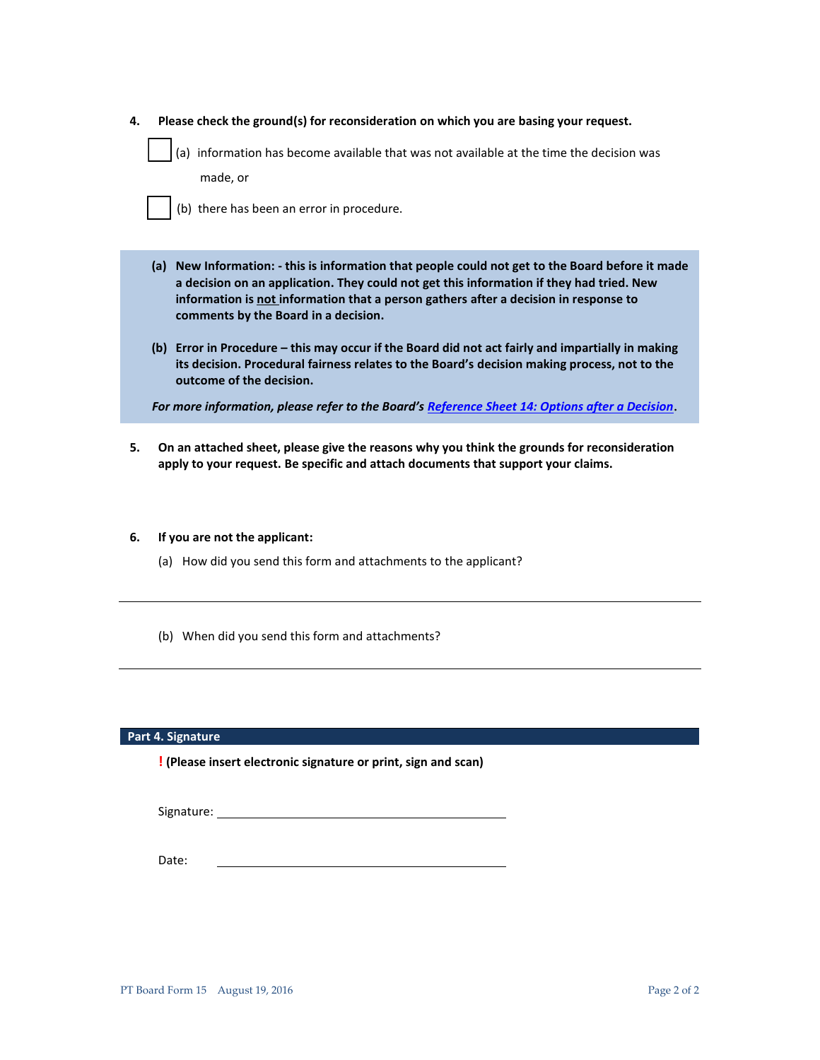**4. Please check the ground(s) for reconsideration on which you are basing your request.**

- [ ] (a) information has become available that was not available at the time the decision was made, or
- [ ] (b) there has been an error in procedure.

> **(a) New Information: - this is information that people could not get to the Board before it made a decision on an application. They could not get this information if they had tried. New information is <u>not</u> information that a person gathers after a decision in response to comments by the Board in a decision.**
>
> **(b) Error in Procedure – this may occur if the Board did not act fairly and impartially in making its decision. Procedural fairness relates to the Board's decision making process, not to the outcome of the decision.**
>
> ***For more information, please refer to the Board's [Reference Sheet 14: Options after a Decision](#).***

**5. On an attached sheet, please give the reasons why you think the grounds for reconsideration apply to your request. Be specific and attach documents that support your claims.**

**6. If you are not the applicant:**

(a) How did you send this form and attachments to the applicant?

\_\_\_\_\_\_\_\_\_\_\_\_\_\_\_\_\_\_\_\_\_\_\_\_\_\_\_\_\_\_\_\_\_\_\_\_\_\_\_\_\_\_\_\_\_\_\_\_\_\_\_\_\_\_\_\_

(b) When did you send this form and attachments?

\_\_\_\_\_\_\_\_\_\_\_\_\_\_\_\_\_\_\_\_\_\_\_\_\_\_\_\_\_\_\_\_\_\_\_\_\_\_\_\_\_\_\_\_\_\_\_\_\_\_\_\_\_\_\_\_

## Part 4. Signature

**! (Please insert electronic signature or print, sign and scan)**

Signature: \_\_\_\_\_\_\_\_\_\_\_\_\_\_\_\_\_\_\_\_\_\_\_\_\_\_\_\_\_\_\_\_\_\_\_\_\_\_\_\_

Date: \_\_\_\_\_\_\_\_\_\_\_\_\_\_\_\_\_\_\_\_\_\_\_\_\_\_\_\_\_\_\_\_\_\_\_\_\_\_\_\_

PT Board Form 15 August 19, 2016